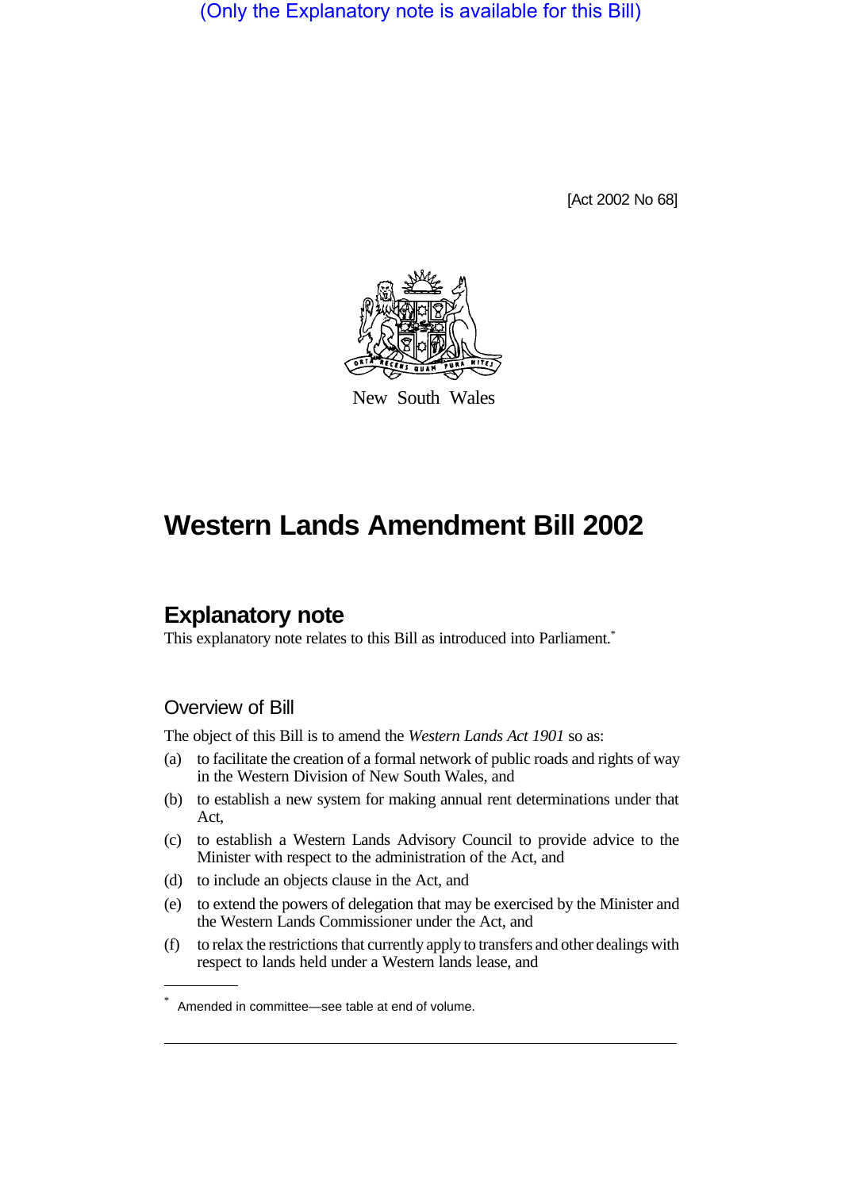(Only the Explanatory note is available for this Bill)

[Act 2002 No 68]

New South Wales

# Western Lands Amendment Bill 2002

## Explanatory note

This explanatory note relates to this Bill as introduced into Parliament.*

### Overview of Bill

The object of this Bill is to amend the *Western Lands Act 1901* so as:

(a) to facilitate the creation of a formal network of public roads and rights of way in the Western Division of New South Wales, and

(b) to establish a new system for making annual rent determinations under that Act,

(c) to establish a Western Lands Advisory Council to provide advice to the Minister with respect to the administration of the Act, and

(d) to include an objects clause in the Act, and

(e) to extend the powers of delegation that may be exercised by the Minister and the Western Lands Commissioner under the Act, and

(f) to relax the restrictions that currently apply to transfers and other dealings with respect to lands held under a Western lands lease, and

* Amended in committee—see table at end of volume.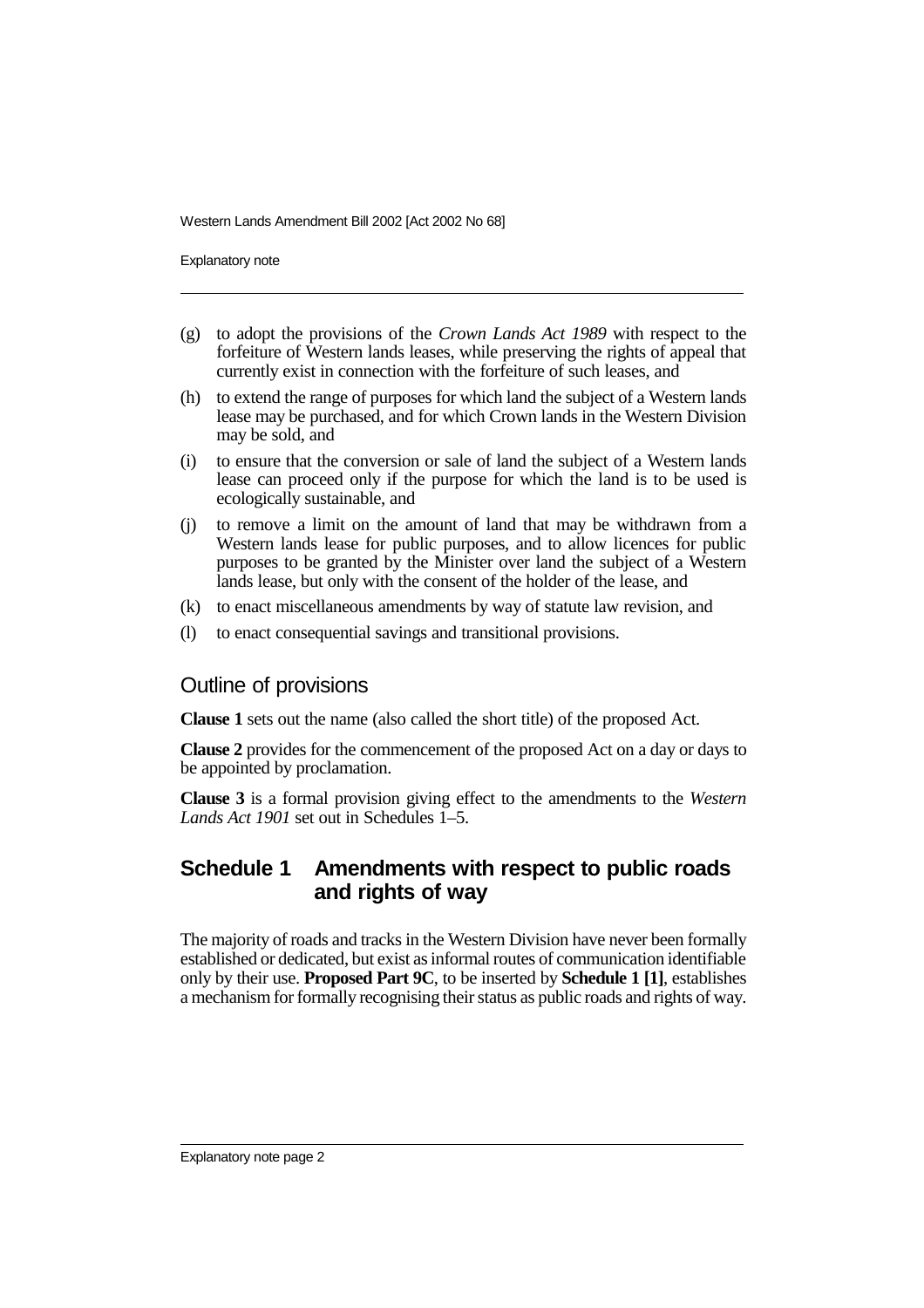(g) to adopt the provisions of the *Crown Lands Act 1989* with respect to the forfeiture of Western lands leases, while preserving the rights of appeal that currently exist in connection with the forfeiture of such leases, and

(h) to extend the range of purposes for which land the subject of a Western lands lease may be purchased, and for which Crown lands in the Western Division may be sold, and

(i) to ensure that the conversion or sale of land the subject of a Western lands lease can proceed only if the purpose for which the land is to be used is ecologically sustainable, and

(j) to remove a limit on the amount of land that may be withdrawn from a Western lands lease for public purposes, and to allow licences for public purposes to be granted by the Minister over land the subject of a Western lands lease, but only with the consent of the holder of the lease, and

(k) to enact miscellaneous amendments by way of statute law revision, and

(l) to enact consequential savings and transitional provisions.

## Outline of provisions

**Clause 1** sets out the name (also called the short title) of the proposed Act.

**Clause 2** provides for the commencement of the proposed Act on a day or days to be appointed by proclamation.

**Clause 3** is a formal provision giving effect to the amendments to the *Western Lands Act 1901* set out in Schedules 1–5.

## Schedule 1 Amendments with respect to public roads and rights of way

The majority of roads and tracks in the Western Division have never been formally established or dedicated, but exist as informal routes of communication identifiable only by their use. **Proposed Part 9C**, to be inserted by **Schedule 1 [1]**, establishes a mechanism for formally recognising their status as public roads and rights of way.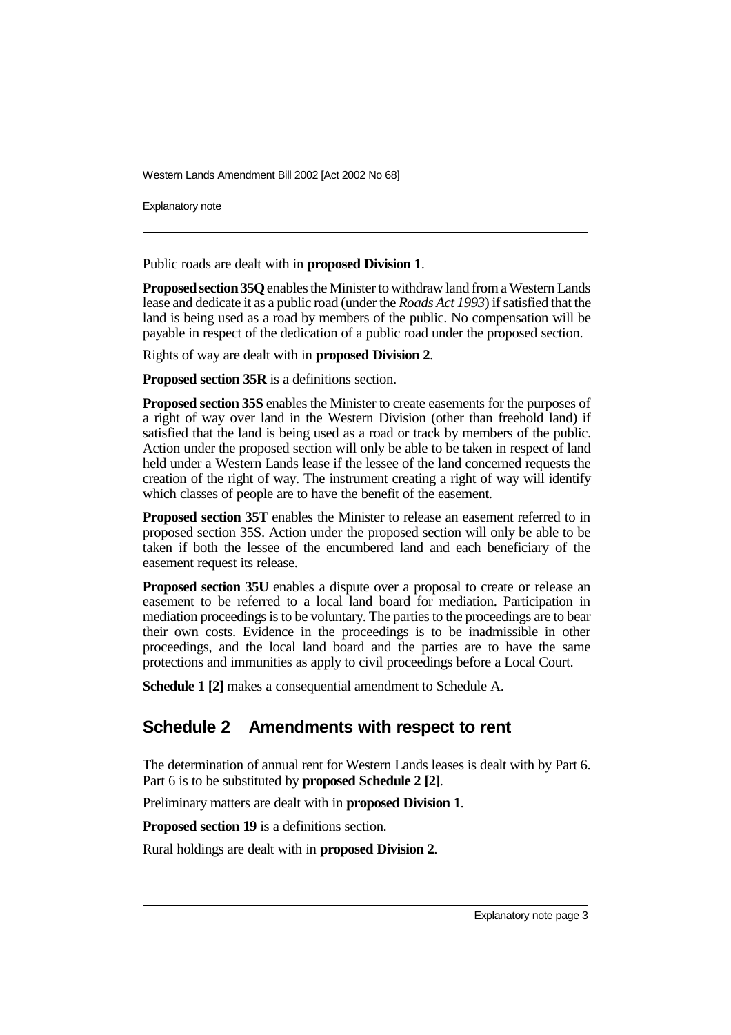Public roads are dealt with in **proposed Division 1**.

**Proposed section 35Q** enables the Minister to withdraw land from a Western Lands lease and dedicate it as a public road (under the *Roads Act 1993*) if satisfied that the land is being used as a road by members of the public. No compensation will be payable in respect of the dedication of a public road under the proposed section.

Rights of way are dealt with in **proposed Division 2**.

**Proposed section 35R** is a definitions section.

**Proposed section 35S** enables the Minister to create easements for the purposes of a right of way over land in the Western Division (other than freehold land) if satisfied that the land is being used as a road or track by members of the public. Action under the proposed section will only be able to be taken in respect of land held under a Western Lands lease if the lessee of the land concerned requests the creation of the right of way. The instrument creating a right of way will identify which classes of people are to have the benefit of the easement.

**Proposed section 35T** enables the Minister to release an easement referred to in proposed section 35S. Action under the proposed section will only be able to be taken if both the lessee of the encumbered land and each beneficiary of the easement request its release.

**Proposed section 35U** enables a dispute over a proposal to create or release an easement to be referred to a local land board for mediation. Participation in mediation proceedings is to be voluntary. The parties to the proceedings are to bear their own costs. Evidence in the proceedings is to be inadmissible in other proceedings, and the local land board and the parties are to have the same protections and immunities as apply to civil proceedings before a Local Court.

**Schedule 1 [2]** makes a consequential amendment to Schedule A.

## Schedule 2 Amendments with respect to rent

The determination of annual rent for Western Lands leases is dealt with by Part 6. Part 6 is to be substituted by **proposed Schedule 2 [2]**.

Preliminary matters are dealt with in **proposed Division 1**.

**Proposed section 19** is a definitions section.

Rural holdings are dealt with in **proposed Division 2**.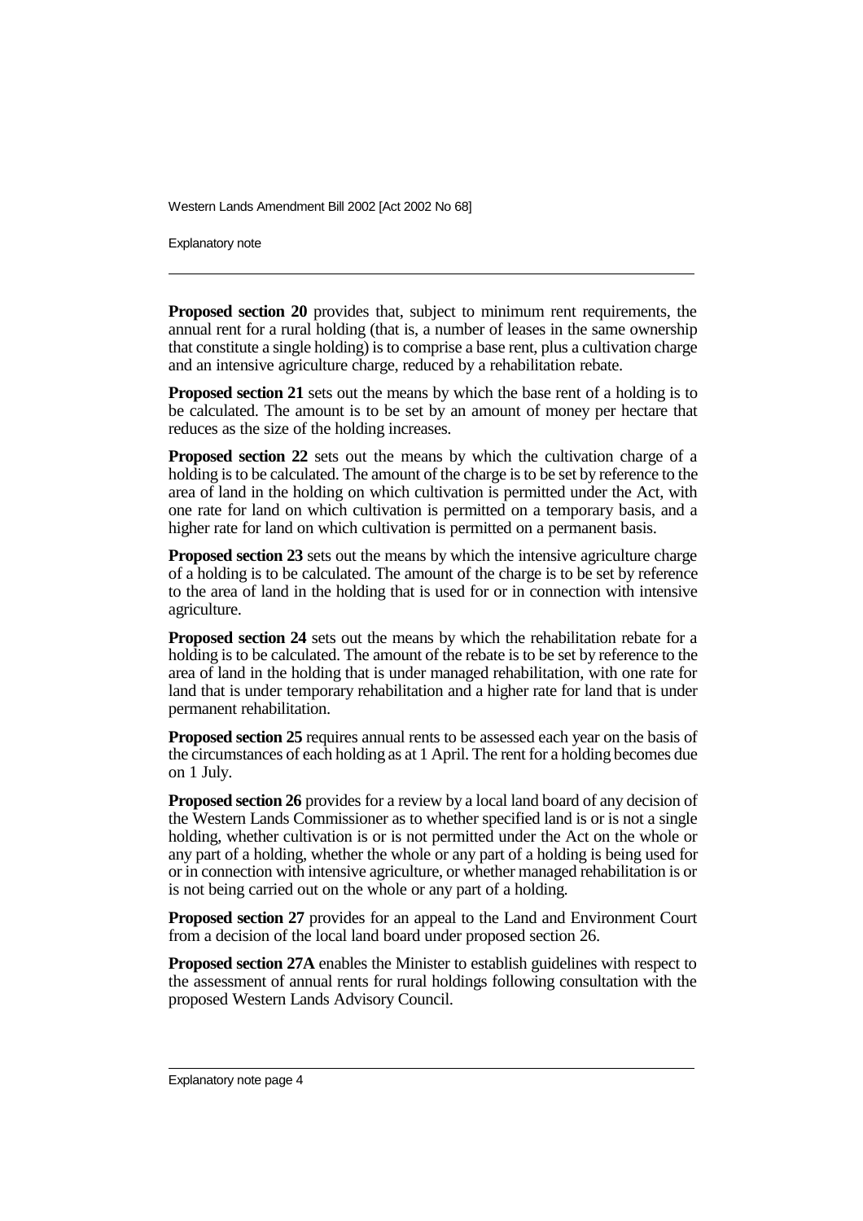**Proposed section 20** provides that, subject to minimum rent requirements, the annual rent for a rural holding (that is, a number of leases in the same ownership that constitute a single holding) is to comprise a base rent, plus a cultivation charge and an intensive agriculture charge, reduced by a rehabilitation rebate.

**Proposed section 21** sets out the means by which the base rent of a holding is to be calculated. The amount is to be set by an amount of money per hectare that reduces as the size of the holding increases.

**Proposed section 22** sets out the means by which the cultivation charge of a holding is to be calculated. The amount of the charge is to be set by reference to the area of land in the holding on which cultivation is permitted under the Act, with one rate for land on which cultivation is permitted on a temporary basis, and a higher rate for land on which cultivation is permitted on a permanent basis.

**Proposed section 23** sets out the means by which the intensive agriculture charge of a holding is to be calculated. The amount of the charge is to be set by reference to the area of land in the holding that is used for or in connection with intensive agriculture.

**Proposed section 24** sets out the means by which the rehabilitation rebate for a holding is to be calculated. The amount of the rebate is to be set by reference to the area of land in the holding that is under managed rehabilitation, with one rate for land that is under temporary rehabilitation and a higher rate for land that is under permanent rehabilitation.

**Proposed section 25** requires annual rents to be assessed each year on the basis of the circumstances of each holding as at 1 April. The rent for a holding becomes due on 1 July.

**Proposed section 26** provides for a review by a local land board of any decision of the Western Lands Commissioner as to whether specified land is or is not a single holding, whether cultivation is or is not permitted under the Act on the whole or any part of a holding, whether the whole or any part of a holding is being used for or in connection with intensive agriculture, or whether managed rehabilitation is or is not being carried out on the whole or any part of a holding.

**Proposed section 27** provides for an appeal to the Land and Environment Court from a decision of the local land board under proposed section 26.

**Proposed section 27A** enables the Minister to establish guidelines with respect to the assessment of annual rents for rural holdings following consultation with the proposed Western Lands Advisory Council.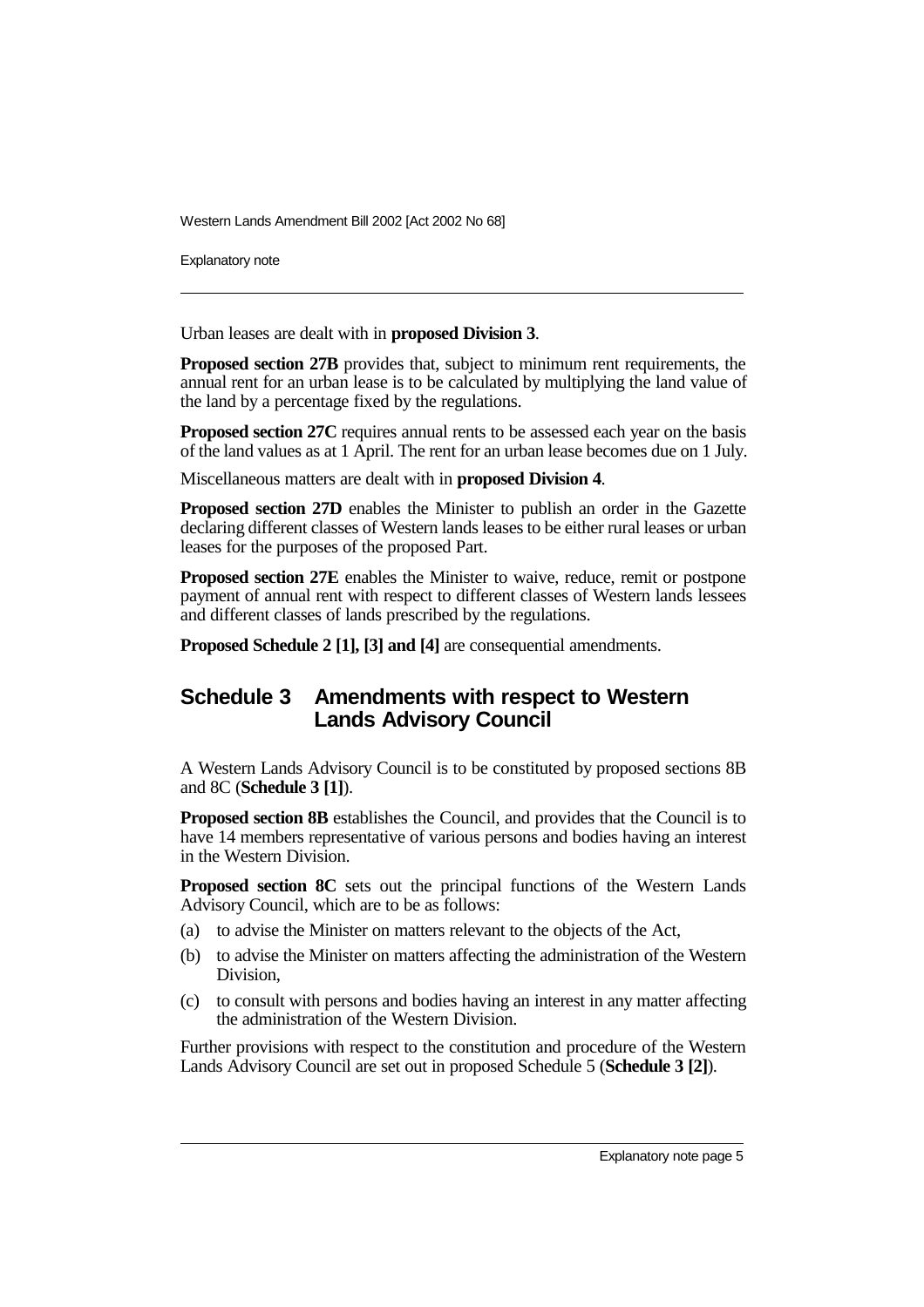Urban leases are dealt with in **proposed Division 3**.

**Proposed section 27B** provides that, subject to minimum rent requirements, the annual rent for an urban lease is to be calculated by multiplying the land value of the land by a percentage fixed by the regulations.

**Proposed section 27C** requires annual rents to be assessed each year on the basis of the land values as at 1 April. The rent for an urban lease becomes due on 1 July.

Miscellaneous matters are dealt with in **proposed Division 4**.

**Proposed section 27D** enables the Minister to publish an order in the Gazette declaring different classes of Western lands leases to be either rural leases or urban leases for the purposes of the proposed Part.

**Proposed section 27E** enables the Minister to waive, reduce, remit or postpone payment of annual rent with respect to different classes of Western lands lessees and different classes of lands prescribed by the regulations.

**Proposed Schedule 2 [1], [3] and [4]** are consequential amendments.

## Schedule 3 Amendments with respect to Western Lands Advisory Council

A Western Lands Advisory Council is to be constituted by proposed sections 8B and 8C (**Schedule 3 [1]**).

**Proposed section 8B** establishes the Council, and provides that the Council is to have 14 members representative of various persons and bodies having an interest in the Western Division.

**Proposed section 8C** sets out the principal functions of the Western Lands Advisory Council, which are to be as follows:

(a) to advise the Minister on matters relevant to the objects of the Act,

(b) to advise the Minister on matters affecting the administration of the Western Division,

(c) to consult with persons and bodies having an interest in any matter affecting the administration of the Western Division.

Further provisions with respect to the constitution and procedure of the Western Lands Advisory Council are set out in proposed Schedule 5 (**Schedule 3 [2]**).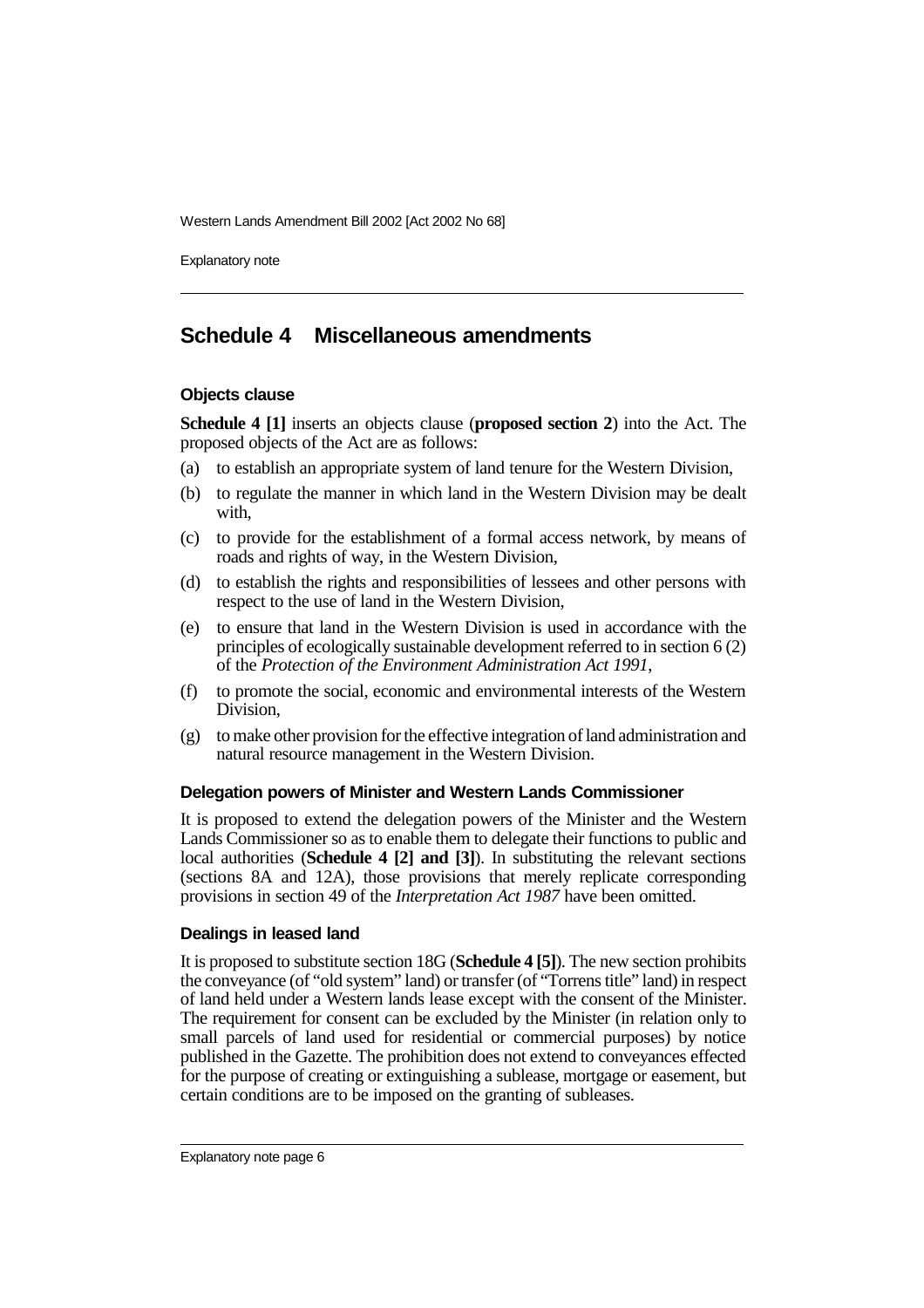## Schedule 4 Miscellaneous amendments

### Objects clause

**Schedule 4 [1]** inserts an objects clause (**proposed section 2**) into the Act. The proposed objects of the Act are as follows:

(a) to establish an appropriate system of land tenure for the Western Division,

(b) to regulate the manner in which land in the Western Division may be dealt with,

(c) to provide for the establishment of a formal access network, by means of roads and rights of way, in the Western Division,

(d) to establish the rights and responsibilities of lessees and other persons with respect to the use of land in the Western Division,

(e) to ensure that land in the Western Division is used in accordance with the principles of ecologically sustainable development referred to in section 6 (2) of the *Protection of the Environment Administration Act 1991*,

(f) to promote the social, economic and environmental interests of the Western Division,

(g) to make other provision for the effective integration of land administration and natural resource management in the Western Division.

### Delegation powers of Minister and Western Lands Commissioner

It is proposed to extend the delegation powers of the Minister and the Western Lands Commissioner so as to enable them to delegate their functions to public and local authorities (**Schedule 4 [2] and [3]**). In substituting the relevant sections (sections 8A and 12A), those provisions that merely replicate corresponding provisions in section 49 of the *Interpretation Act 1987* have been omitted.

### Dealings in leased land

It is proposed to substitute section 18G (**Schedule 4 [5]**). The new section prohibits the conveyance (of "old system" land) or transfer (of "Torrens title" land) in respect of land held under a Western lands lease except with the consent of the Minister. The requirement for consent can be excluded by the Minister (in relation only to small parcels of land used for residential or commercial purposes) by notice published in the Gazette. The prohibition does not extend to conveyances effected for the purpose of creating or extinguishing a sublease, mortgage or easement, but certain conditions are to be imposed on the granting of subleases.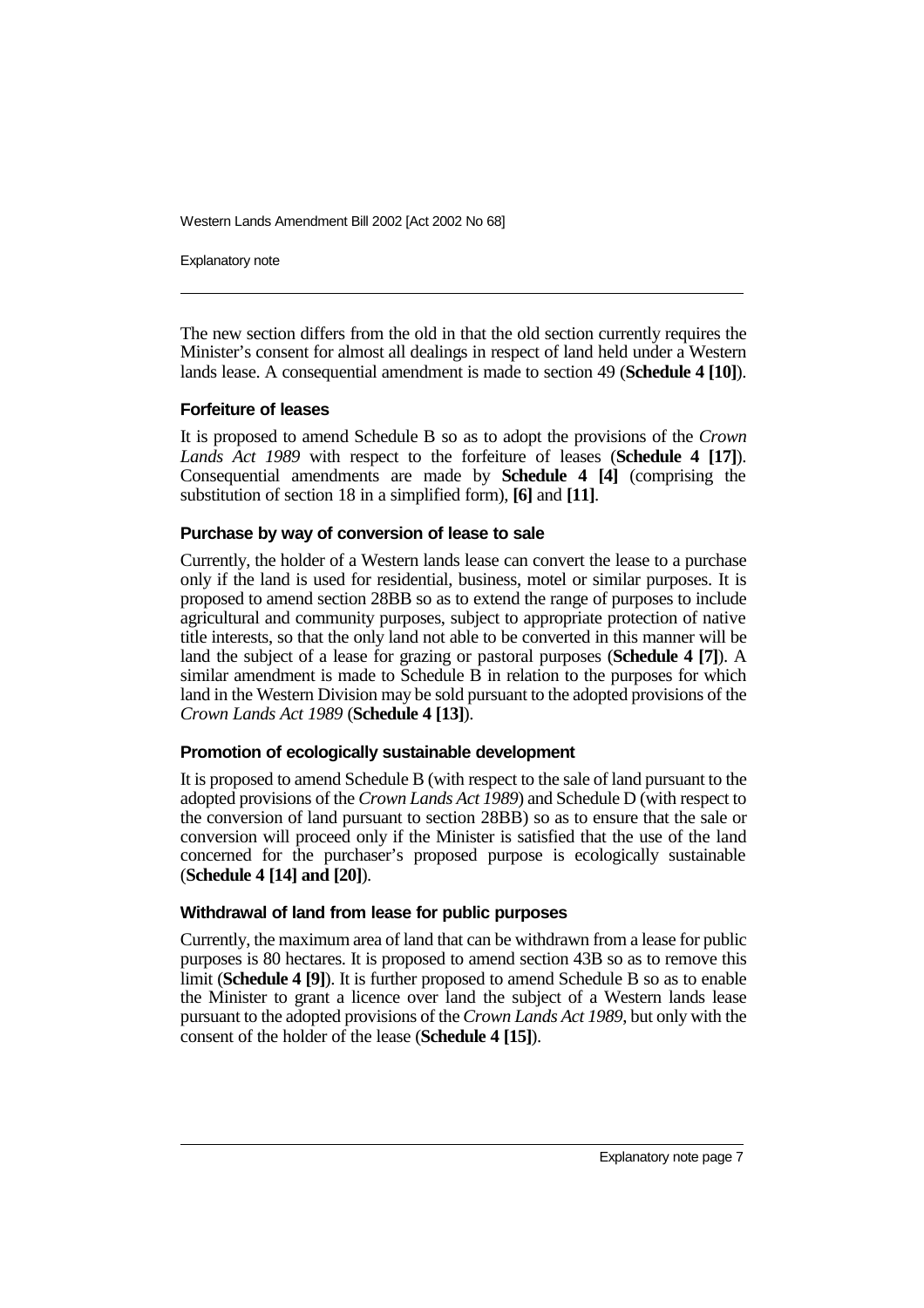The new section differs from the old in that the old section currently requires the Minister's consent for almost all dealings in respect of land held under a Western lands lease. A consequential amendment is made to section 49 (**Schedule 4 [10]**).

### Forfeiture of leases

It is proposed to amend Schedule B so as to adopt the provisions of the *Crown Lands Act 1989* with respect to the forfeiture of leases (**Schedule 4 [17]**). Consequential amendments are made by **Schedule 4 [4]** (comprising the substitution of section 18 in a simplified form), **[6]** and **[11]**.

### Purchase by way of conversion of lease to sale

Currently, the holder of a Western lands lease can convert the lease to a purchase only if the land is used for residential, business, motel or similar purposes. It is proposed to amend section 28BB so as to extend the range of purposes to include agricultural and community purposes, subject to appropriate protection of native title interests, so that the only land not able to be converted in this manner will be land the subject of a lease for grazing or pastoral purposes (**Schedule 4 [7]**). A similar amendment is made to Schedule B in relation to the purposes for which land in the Western Division may be sold pursuant to the adopted provisions of the *Crown Lands Act 1989* (**Schedule 4 [13]**).

### Promotion of ecologically sustainable development

It is proposed to amend Schedule B (with respect to the sale of land pursuant to the adopted provisions of the *Crown Lands Act 1989*) and Schedule D (with respect to the conversion of land pursuant to section 28BB) so as to ensure that the sale or conversion will proceed only if the Minister is satisfied that the use of the land concerned for the purchaser's proposed purpose is ecologically sustainable (**Schedule 4 [14] and [20]**).

### Withdrawal of land from lease for public purposes

Currently, the maximum area of land that can be withdrawn from a lease for public purposes is 80 hectares. It is proposed to amend section 43B so as to remove this limit (**Schedule 4 [9]**). It is further proposed to amend Schedule B so as to enable the Minister to grant a licence over land the subject of a Western lands lease pursuant to the adopted provisions of the *Crown Lands Act 1989*, but only with the consent of the holder of the lease (**Schedule 4 [15]**).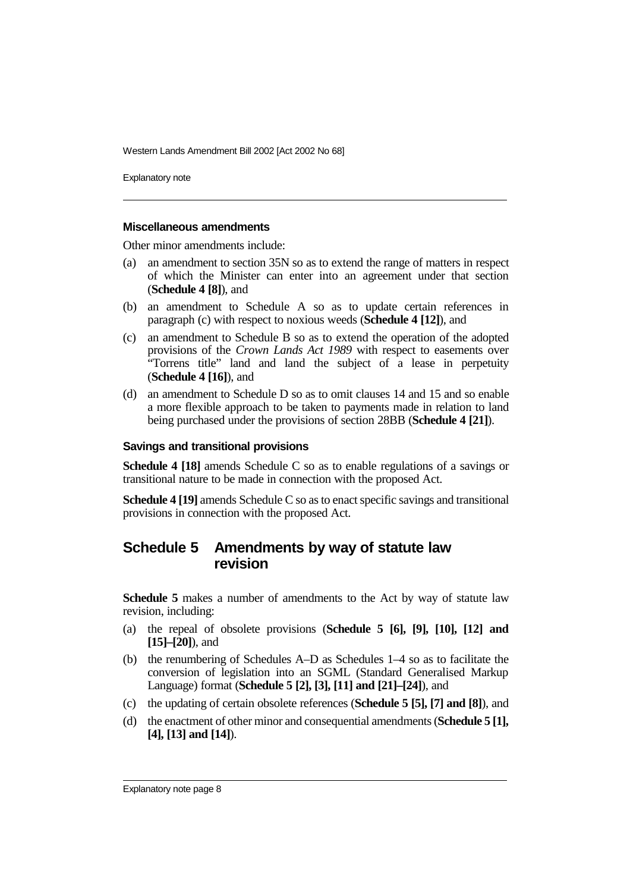### Miscellaneous amendments

Other minor amendments include:

(a) an amendment to section 35N so as to extend the range of matters in respect of which the Minister can enter into an agreement under that section (**Schedule 4 [8]**), and

(b) an amendment to Schedule A so as to update certain references in paragraph (c) with respect to noxious weeds (**Schedule 4 [12]**), and

(c) an amendment to Schedule B so as to extend the operation of the adopted provisions of the *Crown Lands Act 1989* with respect to easements over "Torrens title" land and land the subject of a lease in perpetuity (**Schedule 4 [16]**), and

(d) an amendment to Schedule D so as to omit clauses 14 and 15 and so enable a more flexible approach to be taken to payments made in relation to land being purchased under the provisions of section 28BB (**Schedule 4 [21]**).

### Savings and transitional provisions

**Schedule 4 [18]** amends Schedule C so as to enable regulations of a savings or transitional nature to be made in connection with the proposed Act.

**Schedule 4 [19]** amends Schedule C so as to enact specific savings and transitional provisions in connection with the proposed Act.

## Schedule 5 Amendments by way of statute law revision

**Schedule 5** makes a number of amendments to the Act by way of statute law revision, including:

(a) the repeal of obsolete provisions (**Schedule 5 [6], [9], [10], [12] and [15]–[20]**), and

(b) the renumbering of Schedules A–D as Schedules 1–4 so as to facilitate the conversion of legislation into an SGML (Standard Generalised Markup Language) format (**Schedule 5 [2], [3], [11] and [21]–[24]**), and

(c) the updating of certain obsolete references (**Schedule 5 [5], [7] and [8]**), and

(d) the enactment of other minor and consequential amendments (**Schedule 5 [1], [4], [13] and [14]**).